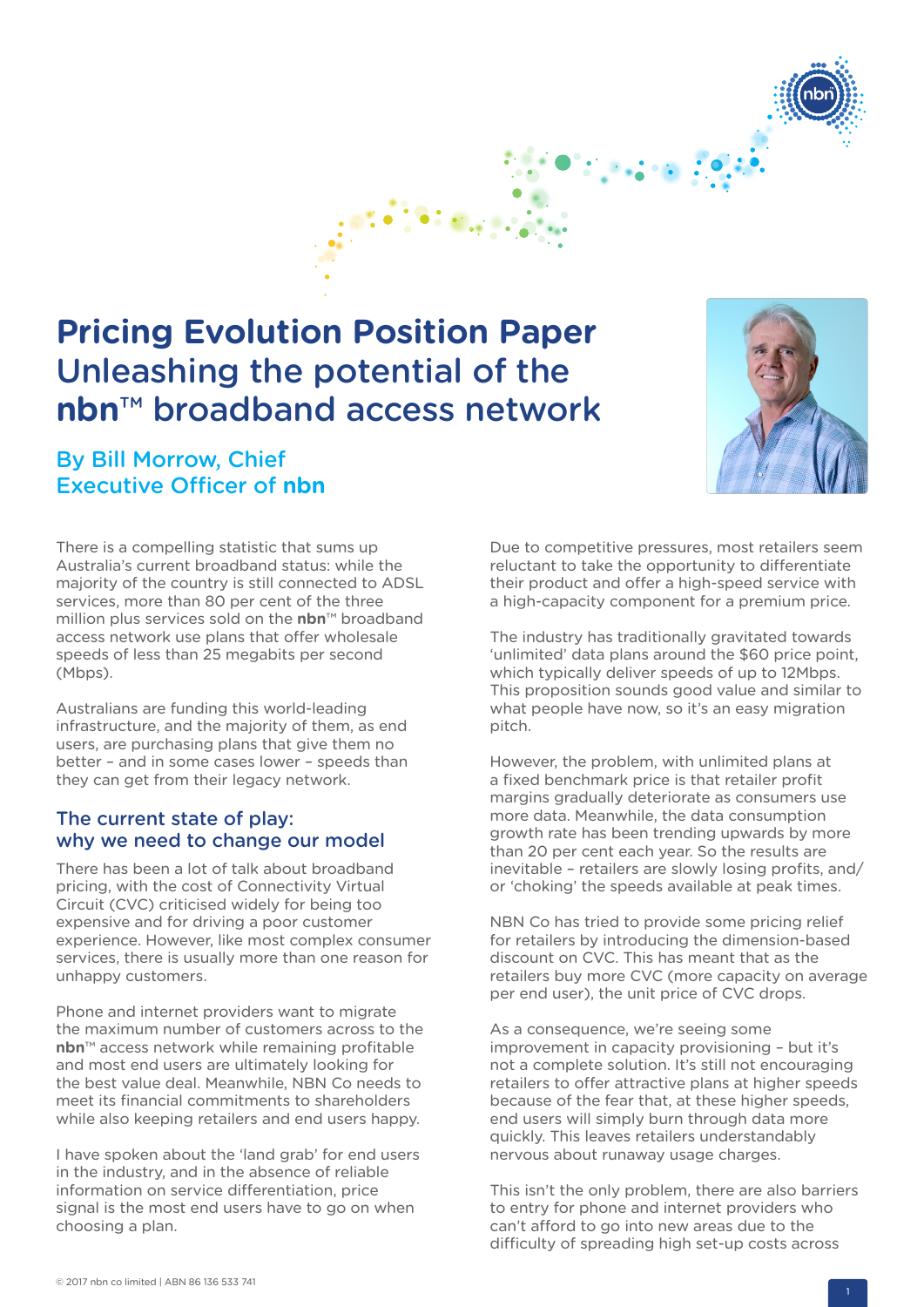# Pricing Evolution Position Paper Unleashing the potential of the **nbn**™ broadband access network

### By Bill Morrow, Chief Executive Officer of **nbn**

There is a compelling statistic that sums up Australia's current broadband status: while the majority of the country is still connected to ADSL services, more than 80 per cent of the three million plus services sold on the **nbn**™ broadband access network use plans that offer wholesale speeds of less than 25 megabits per second (Mbps).

Australians are funding this world-leading infrastructure, and the majority of them, as end users, are purchasing plans that give them no better – and in some cases lower – speeds than they can get from their legacy network.

## The current state of play: why we need to change our model

There has been a lot of talk about broadband pricing, with the cost of Connectivity Virtual Circuit (CVC) criticised widely for being too expensive and for driving a poor customer experience. However, like most complex consumer services, there is usually more than one reason for unhappy customers.

Phone and internet providers want to migrate the maximum number of customers across to the **nbn**™ access network while remaining profitable and most end users are ultimately looking for the best value deal. Meanwhile, NBN Co needs to meet its financial commitments to shareholders while also keeping retailers and end users happy.

I have spoken about the 'land grab' for end users in the industry, and in the absence of reliable information on service differentiation, price signal is the most end users have to go on when choosing a plan.

Due to competitive pressures, most retailers seem reluctant to take the opportunity to differentiate their product and offer a high-speed service with a high-capacity component for a premium price.

The industry has traditionally gravitated towards 'unlimited' data plans around the $60 price point, which typically deliver speeds of up to 12Mbps. This proposition sounds good value and similar to what people have now, so it's an easy migration pitch.

However, the problem, with unlimited plans at a fixed benchmark price is that retailer profit margins gradually deteriorate as consumers use more data. Meanwhile, the data consumption growth rate has been trending upwards by more than 20 per cent each year. So the results are inevitable – retailers are slowly losing profits, and/or 'choking' the speeds available at peak times.

NBN Co has tried to provide some pricing relief for retailers by introducing the dimension-based discount on CVC. This has meant that as the retailers buy more CVC (more capacity on average per end user), the unit price of CVC drops.

As a consequence, we're seeing some improvement in capacity provisioning – but it's not a complete solution. It's still not encouraging retailers to offer attractive plans at higher speeds because of the fear that, at these higher speeds, end users will simply burn through data more quickly. This leaves retailers understandably nervous about runaway usage charges.

This isn't the only problem, there are also barriers to entry for phone and internet providers who can't afford to go into new areas due to the difficulty of spreading high set-up costs across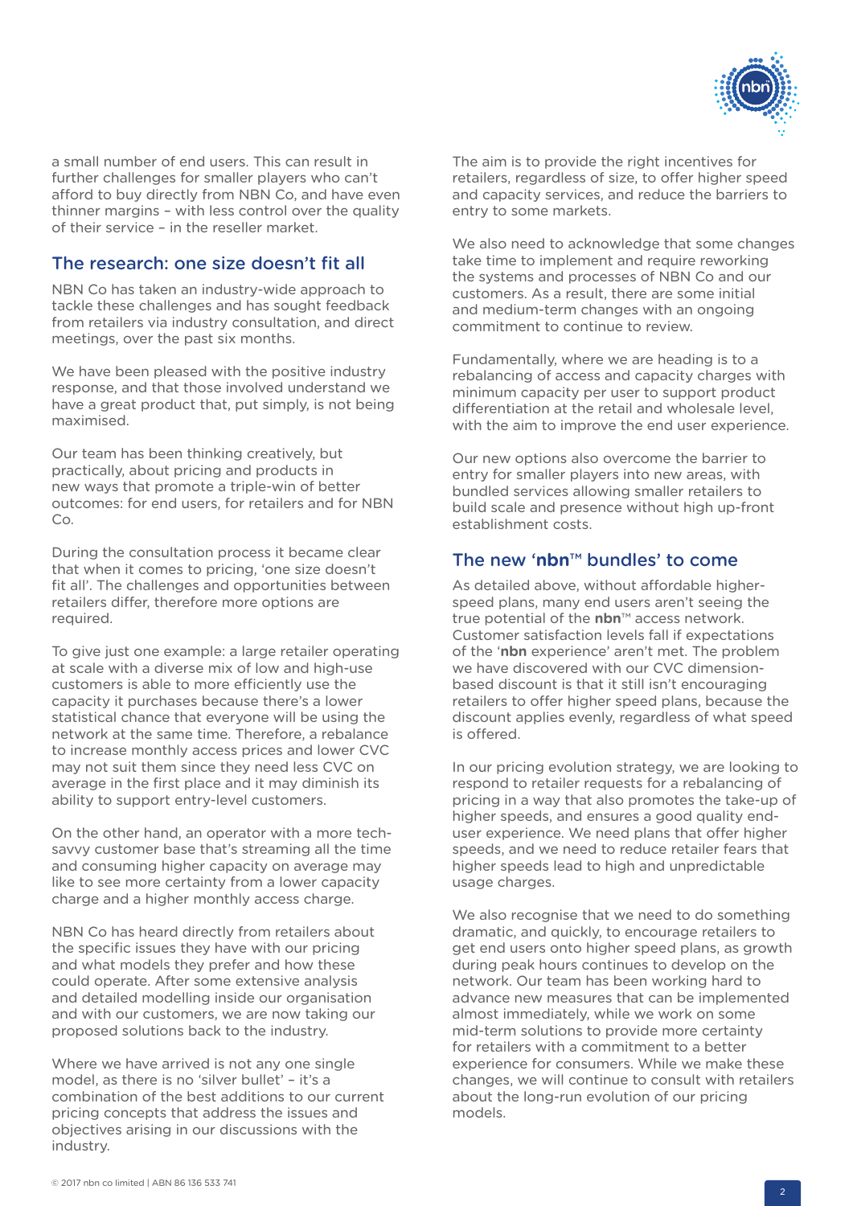a small number of end users. This can result in further challenges for smaller players who can't afford to buy directly from NBN Co, and have even thinner margins – with less control over the quality of their service – in the reseller market.

## The research: one size doesn't fit all

NBN Co has taken an industry-wide approach to tackle these challenges and has sought feedback from retailers via industry consultation, and direct meetings, over the past six months.

We have been pleased with the positive industry response, and that those involved understand we have a great product that, put simply, is not being maximised.

Our team has been thinking creatively, but practically, about pricing and products in new ways that promote a triple-win of better outcomes: for end users, for retailers and for NBN Co.

During the consultation process it became clear that when it comes to pricing, 'one size doesn't fit all'. The challenges and opportunities between retailers differ, therefore more options are required.

To give just one example: a large retailer operating at scale with a diverse mix of low and high-use customers is able to more efficiently use the capacity it purchases because there's a lower statistical chance that everyone will be using the network at the same time. Therefore, a rebalance to increase monthly access prices and lower CVC may not suit them since they need less CVC on average in the first place and it may diminish its ability to support entry-level customers.

On the other hand, an operator with a more tech-savvy customer base that's streaming all the time and consuming higher capacity on average may like to see more certainty from a lower capacity charge and a higher monthly access charge.

NBN Co has heard directly from retailers about the specific issues they have with our pricing and what models they prefer and how these could operate. After some extensive analysis and detailed modelling inside our organisation and with our customers, we are now taking our proposed solutions back to the industry.

Where we have arrived is not any one single model, as there is no 'silver bullet' – it's a combination of the best additions to our current pricing concepts that address the issues and objectives arising in our discussions with the industry.

The aim is to provide the right incentives for retailers, regardless of size, to offer higher speed and capacity services, and reduce the barriers to entry to some markets.

We also need to acknowledge that some changes take time to implement and require reworking the systems and processes of NBN Co and our customers. As a result, there are some initial and medium-term changes with an ongoing commitment to continue to review.

Fundamentally, where we are heading is to a rebalancing of access and capacity charges with minimum capacity per user to support product differentiation at the retail and wholesale level, with the aim to improve the end user experience.

Our new options also overcome the barrier to entry for smaller players into new areas, with bundled services allowing smaller retailers to build scale and presence without high up-front establishment costs.

## The new '**nbn**™ bundles' to come

As detailed above, without affordable higher-speed plans, many end users aren't seeing the true potential of the **nbn**™ access network. Customer satisfaction levels fall if expectations of the '**nbn** experience' aren't met. The problem we have discovered with our CVC dimension-based discount is that it still isn't encouraging retailers to offer higher speed plans, because the discount applies evenly, regardless of what speed is offered.

In our pricing evolution strategy, we are looking to respond to retailer requests for a rebalancing of pricing in a way that also promotes the take-up of higher speeds, and ensures a good quality end-user experience. We need plans that offer higher speeds, and we need to reduce retailer fears that higher speeds lead to high and unpredictable usage charges.

We also recognise that we need to do something dramatic, and quickly, to encourage retailers to get end users onto higher speed plans, as growth during peak hours continues to develop on the network. Our team has been working hard to advance new measures that can be implemented almost immediately, while we work on some mid-term solutions to provide more certainty for retailers with a commitment to a better experience for consumers. While we make these changes, we will continue to consult with retailers about the long-run evolution of our pricing models.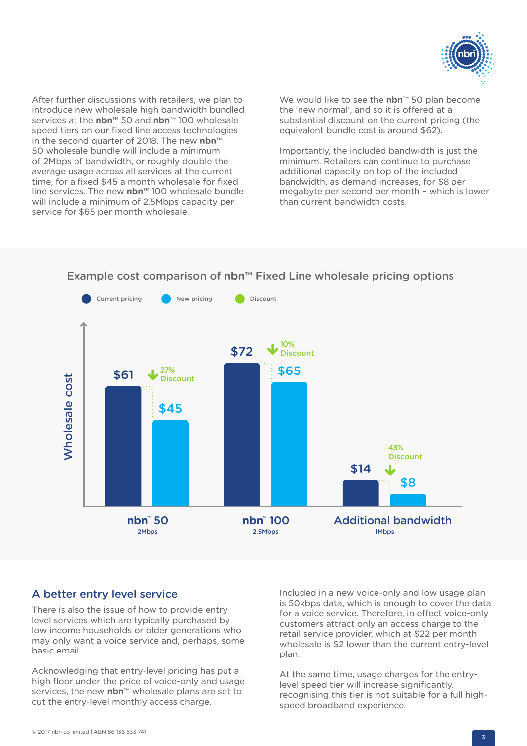After further discussions with retailers, we plan to introduce new wholesale high bandwidth bundled services at the **nbn**™ 50 and **nbn**™ 100 wholesale speed tiers on our fixed line access technologies in the second quarter of 2018. The new **nbn**™ 50 wholesale bundle will include a minimum of 2Mbps of bandwidth, or roughly double the average usage across all services at the current time, for a fixed $45 a month wholesale for fixed line services. The new **nbn**™ 100 wholesale bundle will include a minimum of 2.5Mbps capacity per service for $65 per month wholesale.

We would like to see the **nbn**™ 50 plan become the 'new normal', and so it is offered at a substantial discount on the current pricing (the equivalent bundle cost is around $62).

Importantly, the included bandwidth is just the minimum. Retailers can continue to purchase additional capacity on top of the included bandwidth, as demand increases, for $8 per megabyte per second per month – which is lower than current bandwidth costs.

### Example cost comparison of nbn™ Fixed Line wholesale pricing options

| | Current pricing | New pricing | Discount |
|---|---|---|---|
| **nbn**™ 50 (2Mbps) | $61 | $45 | 27% Discount |
| **nbn**™ 100 (2.5Mbps) | $72 | $65 | 10% Discount |
| Additional bandwidth (1Mbps) | $14 | $8 | 43% Discount |

## A better entry level service

There is also the issue of how to provide entry level services which are typically purchased by low income households or older generations who may only want a voice service and, perhaps, some basic email.

Acknowledging that entry-level pricing has put a high floor under the price of voice-only and usage services, the new **nbn**™ wholesale plans are set to cut the entry-level monthly access charge.

Included in a new voice-only and low usage plan is 50kbps data, which is enough to cover the data for a voice service. Therefore, in effect voice-only customers attract only an access charge to the retail service provider, which at $22 per month wholesale is $2 lower than the current entry-level plan.

At the same time, usage charges for the entry-level speed tier will increase significantly, recognising this tier is not suitable for a full high-speed broadband experience.

© 2017 nbn co limited | ABN 86 136 533 741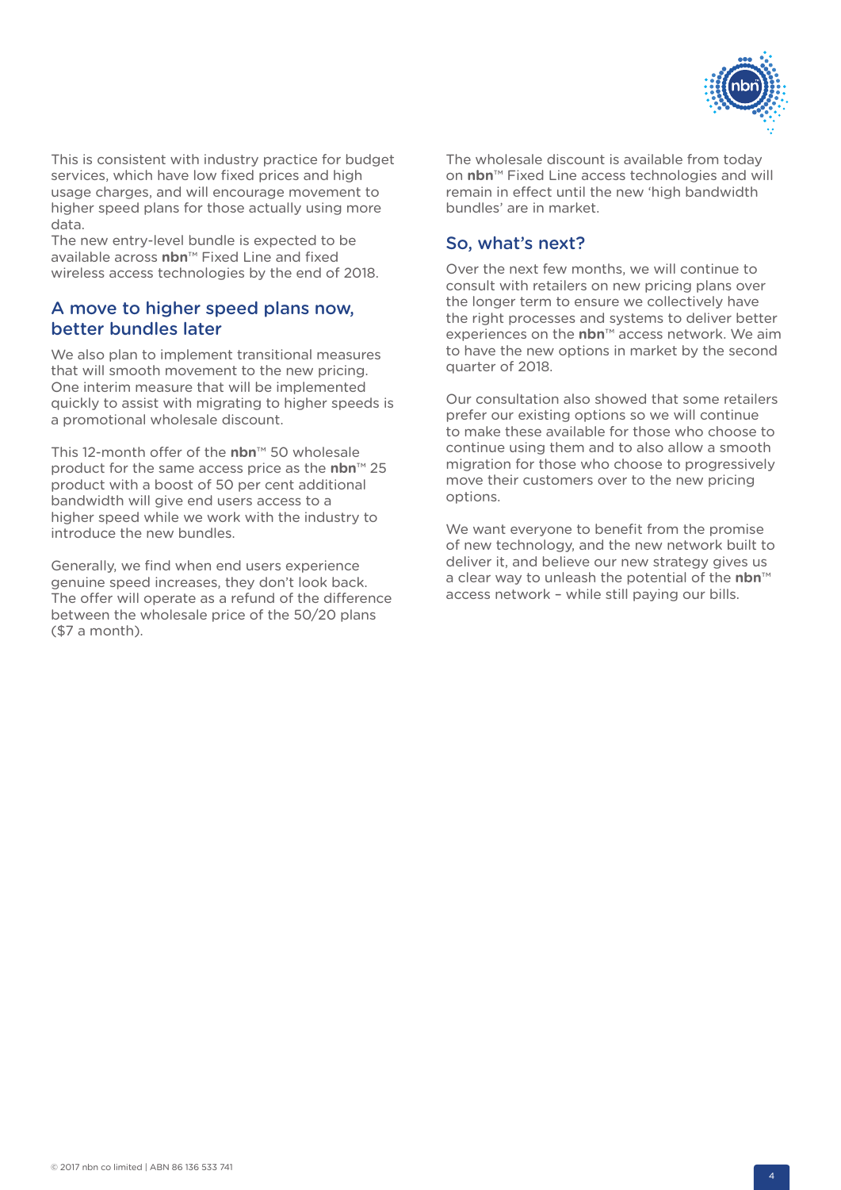This is consistent with industry practice for budget services, which have low fixed prices and high usage charges, and will encourage movement to higher speed plans for those actually using more data.

The new entry-level bundle is expected to be available across **nbn**™ Fixed Line and fixed wireless access technologies by the end of 2018.

## A move to higher speed plans now, better bundles later

We also plan to implement transitional measures that will smooth movement to the new pricing. One interim measure that will be implemented quickly to assist with migrating to higher speeds is a promotional wholesale discount.

This 12-month offer of the **nbn**™ 50 wholesale product for the same access price as the **nbn**™ 25 product with a boost of 50 per cent additional bandwidth will give end users access to a higher speed while we work with the industry to introduce the new bundles.

Generally, we find when end users experience genuine speed increases, they don't look back. The offer will operate as a refund of the difference between the wholesale price of the 50/20 plans ($7 a month).

The wholesale discount is available from today on **nbn**™ Fixed Line access technologies and will remain in effect until the new 'high bandwidth bundles' are in market.

## So, what's next?

Over the next few months, we will continue to consult with retailers on new pricing plans over the longer term to ensure we collectively have the right processes and systems to deliver better experiences on the **nbn**™ access network. We aim to have the new options in market by the second quarter of 2018.

Our consultation also showed that some retailers prefer our existing options so we will continue to make these available for those who choose to continue using them and to also allow a smooth migration for those who choose to progressively move their customers over to the new pricing options.

We want everyone to benefit from the promise of new technology, and the new network built to deliver it, and believe our new strategy gives us a clear way to unleash the potential of the **nbn**™ access network – while still paying our bills.

© 2017 nbn co limited | ABN 86 136 533 741